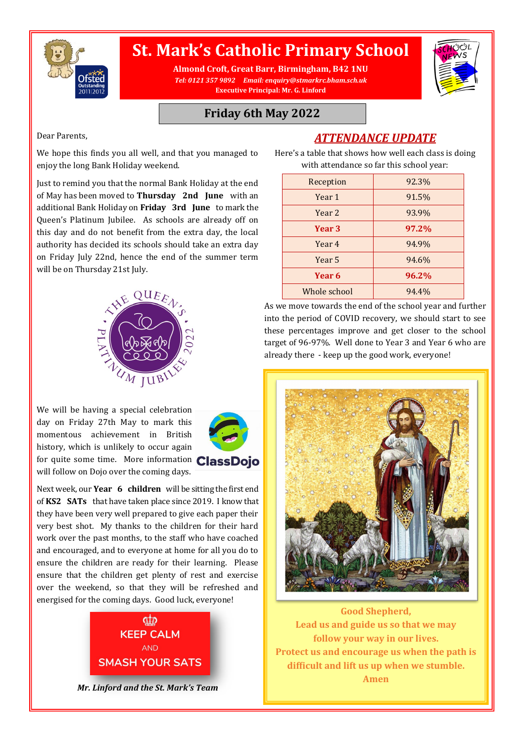# St. Mark's Catholic Primary School

**Almond Croft, Great Barr, Birmingham, B42 1NU**
***Tel: 0121 357 9892 Email: enquiry@stmarkrc.bham.sch.uk***
**Executive Principal: Mr. G. Linford**

## Friday 6th May 2022

Dear Parents,

We hope this finds you all well, and that you managed to enjoy the long Bank Holiday weekend.

Just to remind you that the normal Bank Holiday at the end of May has been moved to **Thursday 2nd June** with an additional Bank Holiday on **Friday 3rd June** to mark the Queen's Platinum Jubilee. As schools are already off on this day and do not benefit from the extra day, the local authority has decided its schools should take an extra day on Friday July 22nd, hence the end of the summer term will be on Thursday 21st July.

We will be having a special celebration day on Friday 27th May to mark this momentous achievement in British history, which is unlikely to occur again for quite some time. More information will follow on Dojo over the coming days.

Next week, our **Year 6 children** will be sitting the first end of **KS2 SATs** that have taken place since 2019. I know that they have been very well prepared to give each paper their very best shot. My thanks to the children for their hard work over the past months, to the staff who have coached and encouraged, and to everyone at home for all you do to ensure the children are ready for their learning. Please ensure that the children get plenty of rest and exercise over the weekend, so that they will be refreshed and energised for the coming days. Good luck, everyone!

KEEP CALM AND SMASH YOUR SATS

***Mr. Linford and the St. Mark's Team***

## *ATTENDANCE UPDATE*

Here's a table that shows how well each class is doing with attendance so far this school year:

| Class | Attendance |
|---|---|
| Reception | 92.3% |
| Year 1 | 91.5% |
| Year 2 | 93.9% |
| **Year 3** | **97.2%** |
| Year 4 | 94.9% |
| Year 5 | 94.6% |
| **Year 6** | **96.2%** |
| Whole school | 94.4% |

As we move towards the end of the school year and further into the period of COVID recovery, we should start to see these percentages improve and get closer to the school target of 96-97%. Well done to Year 3 and Year 6 who are already there - keep up the good work, everyone!

**Good Shepherd,**
**Lead us and guide us so that we may follow your way in our lives.**
**Protect us and encourage us when the path is difficult and lift us up when we stumble.**
**Amen**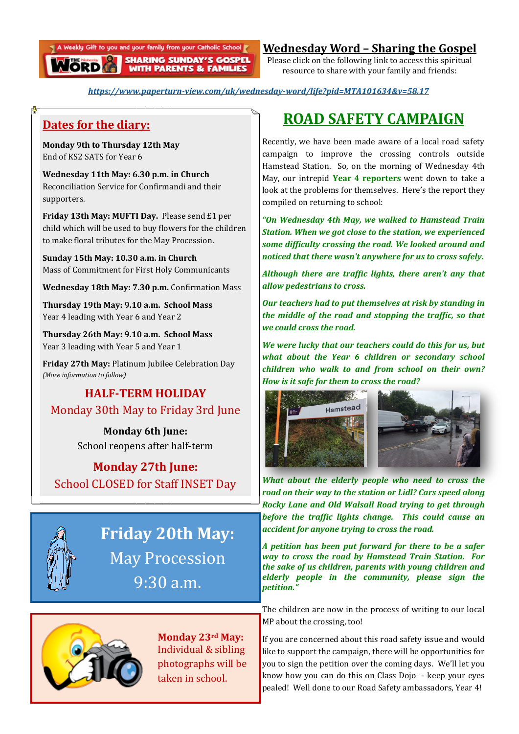A Weekly Gift to you and your family from your Catholic School

THE Wednesday WORD — SHARING SUNDAY'S GOSPEL WITH PARENTS & FAMILIES

## Wednesday Word – Sharing the Gospel

Please click on the following link to access this spiritual resource to share with your family and friends:

***https://www.paperturn-view.com/uk/wednesday-word/life?pid=MTA101634&v=58.17***

## Dates for the diary:

**Monday 9th to Thursday 12th May**
End of KS2 SATS for Year 6

**Wednesday 11th May: 6.30 p.m. in Church**
Reconciliation Service for Confirmandi and their supporters.

**Friday 13th May: MUFTI Day.** Please send £1 per child which will be used to buy flowers for the children to make floral tributes for the May Procession.

**Sunday 15th May: 10.30 a.m. in Church**
Mass of Commitment for First Holy Communicants

**Wednesday 18th May: 7.30 p.m.** Confirmation Mass

**Thursday 19th May: 9.10 a.m. School Mass**
Year 4 leading with Year 6 and Year 2

**Thursday 26th May: 9.10 a.m. School Mass**
Year 3 leading with Year 5 and Year 1

**Friday 27th May:** Platinum Jubilee Celebration Day
*(More information to follow)*

**HALF-TERM HOLIDAY**
Monday 30th May to Friday 3rd June

**Monday 6th June:**
School reopens after half-term

**Monday 27th June:**
School CLOSED for Staff INSET Day

**Friday 20th May:**
May Procession
9:30 a.m.

**Monday 23rd May:**
Individual & sibling photographs will be taken in school.

## ROAD SAFETY CAMPAIGN

Recently, we have been made aware of a local road safety campaign to improve the crossing controls outside Hamstead Station. So, on the morning of Wednesday 4th May, our intrepid **Year 4 reporters** went down to take a look at the problems for themselves. Here's the report they compiled on returning to school:

***"On Wednesday 4th May, we walked to Hamstead Train Station. When we got close to the station, we experienced some difficulty crossing the road. We looked around and noticed that there wasn't anywhere for us to cross safely.***

***Although there are traffic lights, there aren't any that allow pedestrians to cross.***

***Our teachers had to put themselves at risk by standing in the middle of the road and stopping the traffic, so that we could cross the road.***

***We were lucky that our teachers could do this for us, but what about the Year 6 children or secondary school children who walk to and from school on their own? How is it safe for them to cross the road?***

***What about the elderly people who need to cross the road on their way to the station or Lidl? Cars speed along Rocky Lane and Old Walsall Road trying to get through before the traffic lights change. This could cause an accident for anyone trying to cross the road.***

***A petition has been put forward for there to be a safer way to cross the road by Hamstead Train Station. For the sake of us children, parents with young children and elderly people in the community, please sign the petition."***

The children are now in the process of writing to our local MP about the crossing, too!

If you are concerned about this road safety issue and would like to support the campaign, there will be opportunities for you to sign the petition over the coming days. We'll let you know how you can do this on Class Dojo - keep your eyes peeled! Well done to our Road Safety ambassadors, Year 4!